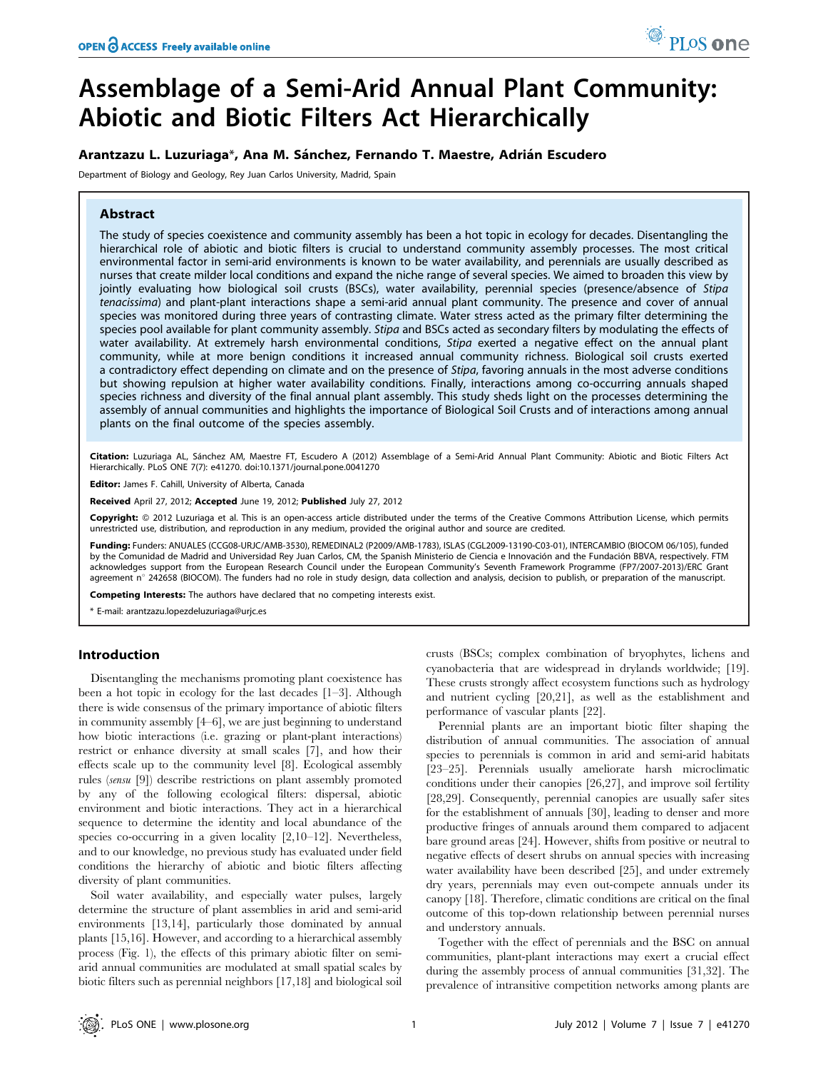# Assemblage of a Semi-Arid Annual Plant Community: Abiotic and Biotic Filters Act Hierarchically

**Arantzazu L. Luzuriaga\*, Ana M. Sánchez, Fernando T. Maestre, Adrián Escudero**

Department of Biology and Geology, Rey Juan Carlos University, Madrid, Spain

## Abstract

The study of species coexistence and community assembly has been a hot topic in ecology for decades. Disentangling the hierarchical role of abiotic and biotic filters is crucial to understand community assembly processes. The most critical environmental factor in semi-arid environments is known to be water availability, and perennials are usually described as nurses that create milder local conditions and expand the niche range of several species. We aimed to broaden this view by jointly evaluating how biological soil crusts (BSCs), water availability, perennial species (presence/absence of *Stipa tenacissima*) and plant-plant interactions shape a semi-arid annual plant community. The presence and cover of annual species was monitored during three years of contrasting climate. Water stress acted as the primary filter determining the species pool available for plant community assembly. *Stipa* and BSCs acted as secondary filters by modulating the effects of water availability. At extremely harsh environmental conditions, *Stipa* exerted a negative effect on the annual plant community, while at more benign conditions it increased annual community richness. Biological soil crusts exerted a contradictory effect depending on climate and on the presence of *Stipa*, favoring annuals in the most adverse conditions but showing repulsion at higher water availability conditions. Finally, interactions among co-occurring annuals shaped species richness and diversity of the final annual plant assembly. This study sheds light on the processes determining the assembly of annual communities and highlights the importance of Biological Soil Crusts and of interactions among annual plants on the final outcome of the species assembly.

**Citation:** Luzuriaga AL, Sánchez AM, Maestre FT, Escudero A (2012) Assemblage of a Semi-Arid Annual Plant Community: Abiotic and Biotic Filters Act Hierarchically. PLoS ONE 7(7): e41270. doi:10.1371/journal.pone.0041270

**Editor:** James F. Cahill, University of Alberta, Canada

**Received** April 27, 2012; **Accepted** June 19, 2012; **Published** July 27, 2012

**Copyright:** © 2012 Luzuriaga et al. This is an open-access article distributed under the terms of the Creative Commons Attribution License, which permits unrestricted use, distribution, and reproduction in any medium, provided the original author and source are credited.

**Funding:** Funders: ANUALES (CCG08-URJC/AMB-3530), REMEDINAL2 (P2009/AMB-1783), ISLAS (CGL2009-13190-C03-01), INTERCAMBIO (BIOCOM 06/105), funded by the Comunidad de Madrid and Universidad Rey Juan Carlos, CM, the Spanish Ministerio de Ciencia e Innovación and the Fundación BBVA, respectively. FTM acknowledges support from the European Research Council under the European Community's Seventh Framework Programme (FP7/2007-2013)/ERC Grant agreement n° 242658 (BIOCOM). The funders had no role in study design, data collection and analysis, decision to publish, or preparation of the manuscript.

**Competing Interests:** The authors have declared that no competing interests exist.

\* E-mail: arantzazu.lopezdeluzuriaga@urjc.es

## Introduction

Disentangling the mechanisms promoting plant coexistence has been a hot topic in ecology for the last decades [1–3]. Although there is wide consensus of the primary importance of abiotic filters in community assembly [4–6], we are just beginning to understand how biotic interactions (i.e. grazing or plant-plant interactions) restrict or enhance diversity at small scales [7], and how their effects scale up to the community level [8]. Ecological assembly rules (*sensu* [9]) describe restrictions on plant assembly promoted by any of the following ecological filters: dispersal, abiotic environment and biotic interactions. They act in a hierarchical sequence to determine the identity and local abundance of the species co-occurring in a given locality [2,10–12]. Nevertheless, and to our knowledge, no previous study has evaluated under field conditions the hierarchy of abiotic and biotic filters affecting diversity of plant communities.

Soil water availability, and especially water pulses, largely determine the structure of plant assemblies in arid and semi-arid environments [13,14], particularly those dominated by annual plants [15,16]. However, and according to a hierarchical assembly process (Fig. 1), the effects of this primary abiotic filter on semi-arid annual communities are modulated at small spatial scales by biotic filters such as perennial neighbors [17,18] and biological soil crusts (BSCs; complex combination of bryophytes, lichens and cyanobacteria that are widespread in drylands worldwide; [19]. These crusts strongly affect ecosystem functions such as hydrology and nutrient cycling [20,21], as well as the establishment and performance of vascular plants [22].

Perennial plants are an important biotic filter shaping the distribution of annual communities. The association of annual species to perennials is common in arid and semi-arid habitats [23–25]. Perennials usually ameliorate harsh microclimatic conditions under their canopies [26,27], and improve soil fertility [28,29]. Consequently, perennial canopies are usually safer sites for the establishment of annuals [30], leading to denser and more productive fringes of annuals around them compared to adjacent bare ground areas [24]. However, shifts from positive or neutral to negative effects of desert shrubs on annual species with increasing water availability have been described [25], and under extremely dry years, perennials may even out-compete annuals under its canopy [18]. Therefore, climatic conditions are critical on the final outcome of this top-down relationship between perennial nurses and understory annuals.

Together with the effect of perennials and the BSC on annual communities, plant-plant interactions may exert a crucial effect during the assembly process of annual communities [31,32]. The prevalence of intransitive competition networks among plants are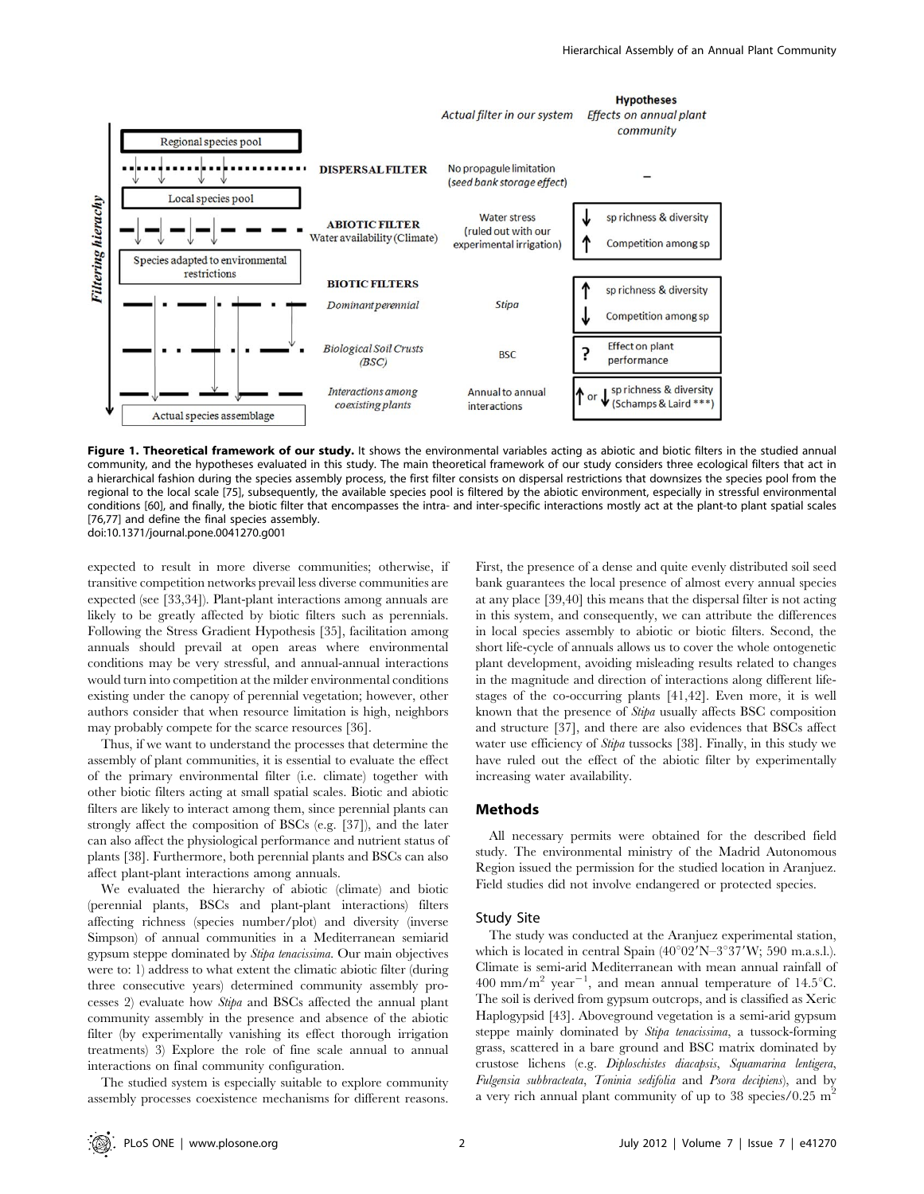**Figure 1. Theoretical framework of our study.** It shows the environmental variables acting as abiotic and biotic filters in the studied annual community, and the hypotheses evaluated in this study. The main theoretical framework of our study considers three ecological filters that act in a hierarchical fashion during the species assembly process, the first filter consists on dispersal restrictions that downsizes the species pool from the regional to the local scale [75], subsequently, the available species pool is filtered by the abiotic environment, especially in stressful environmental conditions [60], and finally, the biotic filter that encompasses the intra- and inter-specific interactions mostly act at the plant-to plant spatial scales [76,77] and define the final species assembly.
doi:10.1371/journal.pone.0041270.g001

expected to result in more diverse communities; otherwise, if transitive competition networks prevail less diverse communities are expected (see [33,34]). Plant-plant interactions among annuals are likely to be greatly affected by biotic filters such as perennials. Following the Stress Gradient Hypothesis [35], facilitation among annuals should prevail at open areas where environmental conditions may be very stressful, and annual-annual interactions would turn into competition at the milder environmental conditions existing under the canopy of perennial vegetation; however, other authors consider that when resource limitation is high, neighbors may probably compete for the scarce resources [36].

Thus, if we want to understand the processes that determine the assembly of plant communities, it is essential to evaluate the effect of the primary environmental filter (i.e. climate) together with other biotic filters acting at small spatial scales. Biotic and abiotic filters are likely to interact among them, since perennial plants can strongly affect the composition of BSCs (e.g. [37]), and the later can also affect the physiological performance and nutrient status of plants [38]. Furthermore, both perennial plants and BSCs can also affect plant-plant interactions among annuals.

We evaluated the hierarchy of abiotic (climate) and biotic (perennial plants, BSCs and plant-plant interactions) filters affecting richness (species number/plot) and diversity (inverse Simpson) of annual communities in a Mediterranean semiarid gypsum steppe dominated by *Stipa tenacissima*. Our main objectives were to: 1) address to what extent the climatic abiotic filter (during three consecutive years) determined community assembly processes 2) evaluate how *Stipa* and BSCs affected the annual plant community assembly in the presence and absence of the abiotic filter (by experimentally vanishing its effect thorough irrigation treatments) 3) Explore the role of fine scale annual to annual interactions on final community configuration.

The studied system is especially suitable to explore community assembly processes coexistence mechanisms for different reasons. First, the presence of a dense and quite evenly distributed soil seed bank guarantees the local presence of almost every annual species at any place [39,40] this means that the dispersal filter is not acting in this system, and consequently, we can attribute the differences in local species assembly to abiotic or biotic filters. Second, the short life-cycle of annuals allows us to cover the whole ontogenetic plant development, avoiding misleading results related to changes in the magnitude and direction of interactions along different life-stages of the co-occurring plants [41,42]. Even more, it is well known that the presence of *Stipa* usually affects BSC composition and structure [37], and there are also evidences that BSCs affect water use efficiency of *Stipa* tussocks [38]. Finally, in this study we have ruled out the effect of the abiotic filter by experimentally increasing water availability.

## Methods

All necessary permits were obtained for the described field study. The environmental ministry of the Madrid Autonomous Region issued the permission for the studied location in Aranjuez. Field studies did not involve endangered or protected species.

### Study Site

The study was conducted at the Aranjuez experimental station, which is located in central Spain (40°02′N–3°37′W; 590 m.a.s.l.). Climate is semi-arid Mediterranean with mean annual rainfall of 400 $mm/m^2$ $year^{-1}$, and mean annual temperature of 14.5°C. The soil is derived from gypsum outcrops, and is classified as Xeric Haplogypsid [43]. Aboveground vegetation is a semi-arid gypsum steppe mainly dominated by *Stipa tenacissima*, a tussock-forming grass, scattered in a bare ground and BSC matrix dominated by crustose lichens (e.g. *Diploschistes diacapsis*, *Squamarina lentigera*, *Fulgensia subbracteata*, *Toninia sedifolia* and *Psora decipiens*), and by a very rich annual plant community of up to 38 species/0.25 $m^2$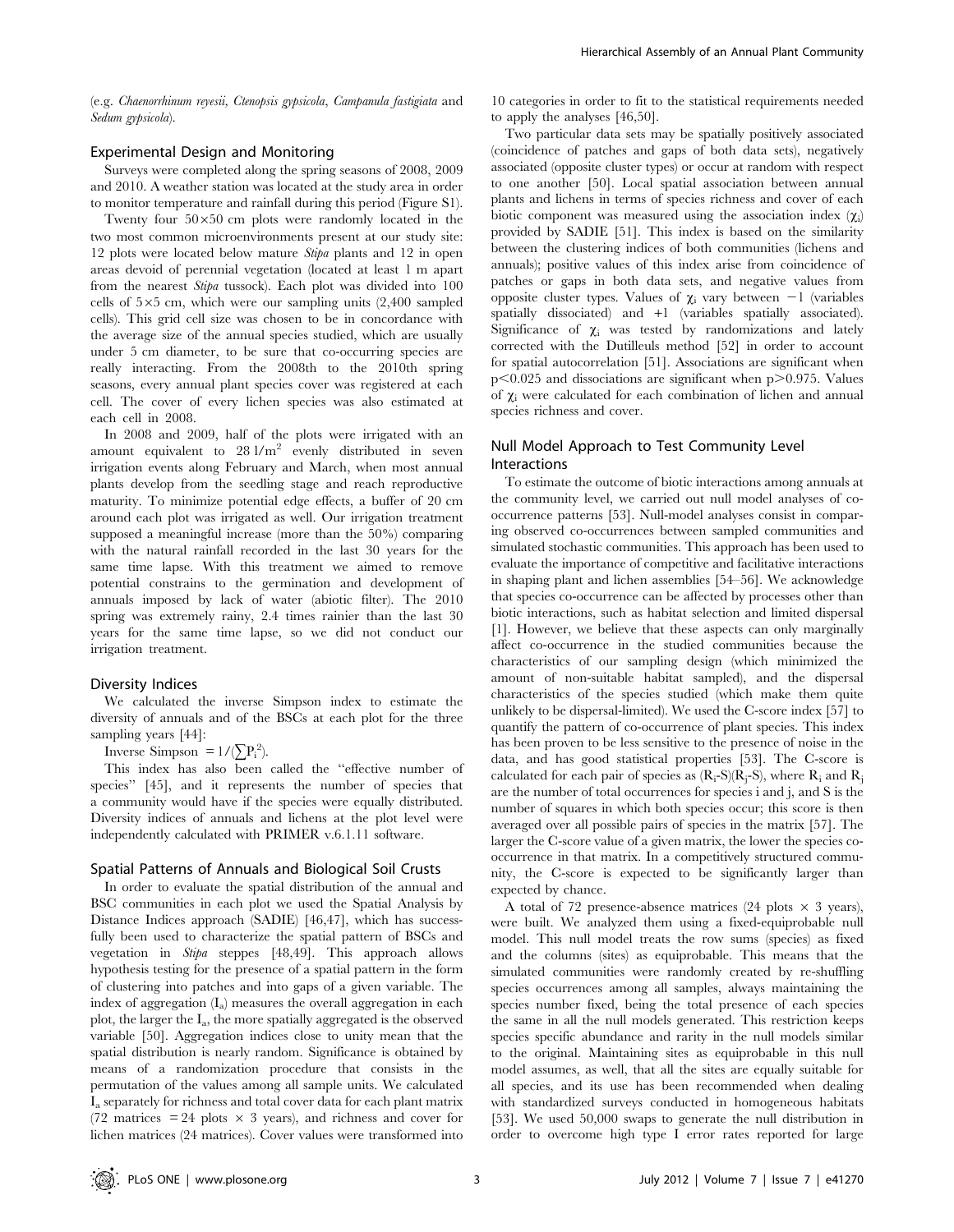(e.g. *Chaenorrhinum reyesii*, *Ctenopsis gypsicola*, *Campanula fastigiata* and *Sedum gypsicola*).

### Experimental Design and Monitoring

Surveys were completed along the spring seasons of 2008, 2009 and 2010. A weather station was located at the study area in order to monitor temperature and rainfall during this period (Figure S1).

Twenty four 50×50 cm plots were randomly located in the two most common microenvironments present at our study site: 12 plots were located below mature *Stipa* plants and 12 in open areas devoid of perennial vegetation (located at least 1 m apart from the nearest *Stipa* tussock). Each plot was divided into 100 cells of 5×5 cm, which were our sampling units (2,400 sampled cells). This grid cell size was chosen to be in concordance with the average size of the annual species studied, which are usually under 5 cm diameter, to be sure that co-occurring species are really interacting. From the 2008th to the 2010th spring seasons, every annual plant species cover was registered at each cell. The cover of every lichen species was also estimated at each cell in 2008.

In 2008 and 2009, half of the plots were irrigated with an amount equivalent to 28 l/m$^2$ evenly distributed in seven irrigation events along February and March, when most annual plants develop from the seedling stage and reach reproductive maturity. To minimize potential edge effects, a buffer of 20 cm around each plot was irrigated as well. Our irrigation treatment supposed a meaningful increase (more than the 50%) comparing with the natural rainfall recorded in the last 30 years for the same time lapse. With this treatment we aimed to remove potential constrains to the germination and development of annuals imposed by lack of water (abiotic filter). The 2010 spring was extremely rainy, 2.4 times rainier than the last 30 years for the same time lapse, so we did not conduct our irrigation treatment.

### Diversity Indices

We calculated the inverse Simpson index to estimate the diversity of annuals and of the BSCs at each plot for the three sampling years [44]:

Inverse Simpson $= 1/(\sum P_i^2)$.

This index has also been called the "effective number of species" [45], and it represents the number of species that a community would have if the species were equally distributed. Diversity indices of annuals and lichens at the plot level were independently calculated with PRIMER v.6.1.11 software.

### Spatial Patterns of Annuals and Biological Soil Crusts

In order to evaluate the spatial distribution of the annual and BSC communities in each plot we used the Spatial Analysis by Distance Indices approach (SADIE) [46,47], which has successfully been used to characterize the spatial pattern of BSCs and vegetation in *Stipa* steppes [48,49]. This approach allows hypothesis testing for the presence of a spatial pattern in the form of clustering into patches and into gaps of a given variable. The index of aggregation ($I_a$) measures the overall aggregation in each plot, the larger the $I_a$, the more spatially aggregated is the observed variable [50]. Aggregation indices close to unity mean that the spatial distribution is nearly random. Significance is obtained by means of a randomization procedure that consists in the permutation of the values among all sample units. We calculated $I_a$ separately for richness and total cover data for each plant matrix (72 matrices = 24 plots × 3 years), and richness and cover for lichen matrices (24 matrices). Cover values were transformed into 10 categories in order to fit to the statistical requirements needed to apply the analyses [46,50].

Two particular data sets may be spatially positively associated (coincidence of patches and gaps of both data sets), negatively associated (opposite cluster types) or occur at random with respect to one another [50]. Local spatial association between annual plants and lichens in terms of species richness and cover of each biotic component was measured using the association index ($\chi_i$) provided by SADIE [51]. This index is based on the similarity between the clustering indices of both communities (lichens and annuals); positive values of this index arise from coincidence of patches or gaps in both data sets, and negative values from opposite cluster types. Values of $\chi_i$ vary between −1 (variables spatially dissociated) and +1 (variables spatially associated). Significance of $\chi_i$ was tested by randomizations and lately corrected with the Dutilleuls method [52] in order to account for spatial autocorrelation [51]. Associations are significant when $p<0.025$ and dissociations are significant when $p>0.975$. Values of $\chi_i$ were calculated for each combination of lichen and annual species richness and cover.

### Null Model Approach to Test Community Level Interactions

To estimate the outcome of biotic interactions among annuals at the community level, we carried out null model analyses of co-occurrence patterns [53]. Null-model analyses consist in comparing observed co-occurrences between sampled communities and simulated stochastic communities. This approach has been used to evaluate the importance of competitive and facilitative interactions in shaping plant and lichen assemblies [54–56]. We acknowledge that species co-occurrence can be affected by processes other than biotic interactions, such as habitat selection and limited dispersal [1]. However, we believe that these aspects can only marginally affect co-occurrence in the studied communities because the characteristics of our sampling design (which minimized the amount of non-suitable habitat sampled), and the dispersal characteristics of the species studied (which make them quite unlikely to be dispersal-limited). We used the C-score index [57] to quantify the pattern of co-occurrence of plant species. This index has been proven to be less sensitive to the presence of noise in the data, and has good statistical properties [53]. The C-score is calculated for each pair of species as $(R_i\text{-}S)(R_j\text{-}S)$, where $R_i$ and $R_j$ are the number of total occurrences for species i and j, and S is the number of squares in which both species occur; this score is then averaged over all possible pairs of species in the matrix [57]. The larger the C-score value of a given matrix, the lower the species co-occurrence in that matrix. In a competitively structured community, the C-score is expected to be significantly larger than expected by chance.

A total of 72 presence-absence matrices (24 plots × 3 years), were built. We analyzed them using a fixed-equiprobable null model. This null model treats the row sums (species) as fixed and the columns (sites) as equiprobable. This means that the simulated communities were randomly created by re-shuffling species occurrences among all samples, always maintaining the species number fixed, being the total presence of each species the same in all the null models generated. This restriction keeps species specific abundance and rarity in the null models similar to the original. Maintaining sites as equiprobable in this null model assumes, as well, that all the sites are equally suitable for all species, and its use has been recommended when dealing with standardized surveys conducted in homogeneous habitats [53]. We used 50,000 swaps to generate the null distribution in order to overcome high type I error rates reported for large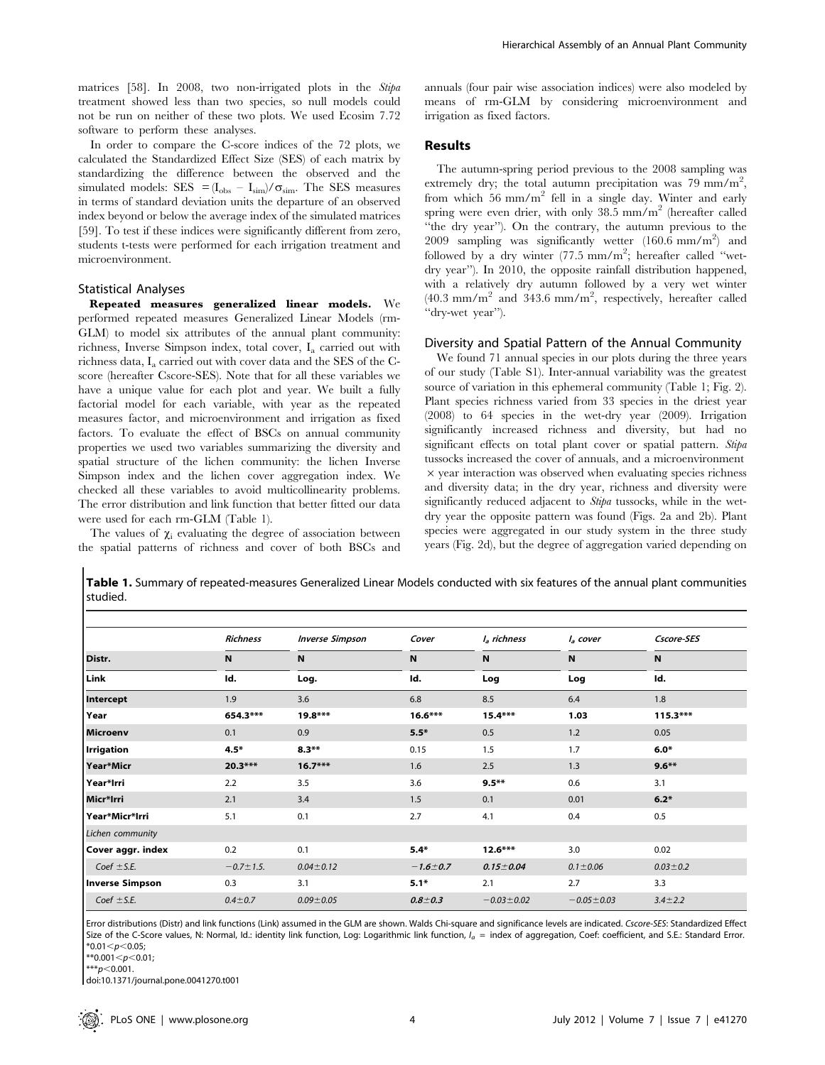matrices [58]. In 2008, two non-irrigated plots in the *Stipa* treatment showed less than two species, so null models could not be run on neither of these two plots. We used Ecosim 7.72 software to perform these analyses.

In order to compare the C-score indices of the 72 plots, we calculated the Standardized Effect Size (SES) of each matrix by standardizing the difference between the observed and the simulated models: SES $=(I_{obs} - I_{sim})/\sigma_{sim}$. The SES measures in terms of standard deviation units the departure of an observed index beyond or below the average index of the simulated matrices [59]. To test if these indices were significantly different from zero, students t-tests were performed for each irrigation treatment and microenvironment.

### Statistical Analyses

**Repeated measures generalized linear models.** We performed repeated measures Generalized Linear Models (rm-GLM) to model six attributes of the annual plant community: richness, Inverse Simpson index, total cover, $I_a$ carried out with richness data, $I_a$ carried out with cover data and the SES of the C-score (hereafter Cscore-SES). Note that for all these variables we have a unique value for each plot and year. We built a fully factorial model for each variable, with year as the repeated measures factor, and microenvironment and irrigation as fixed factors. To evaluate the effect of BSCs on annual community properties we used two variables summarizing the diversity and spatial structure of the lichen community: the lichen Inverse Simpson index and the lichen cover aggregation index. We checked all these variables to avoid multicollinearity problems. The error distribution and link function that better fitted our data were used for each rm-GLM (Table 1).

The values of $\chi_i$ evaluating the degree of association between the spatial patterns of richness and cover of both BSCs and annuals (four pair wise association indices) were also modeled by means of rm-GLM by considering microenvironment and irrigation as fixed factors.

## Results

The autumn-spring period previous to the 2008 sampling was extremely dry; the total autumn precipitation was 79 mm/m$^2$, from which 56 mm/m$^2$ fell in a single day. Winter and early spring were even drier, with only 38.5 mm/m$^2$ (hereafter called "the dry year"). On the contrary, the autumn previous to the 2009 sampling was significantly wetter (160.6 mm/m$^2$) and followed by a dry winter (77.5 mm/m$^2$; hereafter called "wet-dry year"). In 2010, the opposite rainfall distribution happened, with a relatively dry autumn followed by a very wet winter (40.3 mm/m$^2$ and 343.6 mm/m$^2$, respectively, hereafter called "dry-wet year").

### Diversity and Spatial Pattern of the Annual Community

We found 71 annual species in our plots during the three years of our study (Table S1). Inter-annual variability was the greatest source of variation in this ephemeral community (Table 1; Fig. 2). Plant species richness varied from 33 species in the driest year (2008) to 64 species in the wet-dry year (2009). Irrigation significantly increased richness and diversity, but had no significant effects on total plant cover or spatial pattern. *Stipa* tussocks increased the cover of annuals, and a microenvironment × year interaction was observed when evaluating species richness and diversity data; in the dry year, richness and diversity were significantly reduced adjacent to *Stipa* tussocks, while in the wet-dry year the opposite pattern was found (Figs. 2a and 2b). Plant species were aggregated in our study system in the three study years (Fig. 2d), but the degree of aggregation varied depending on

**Table 1.** Summary of repeated-measures Generalized Linear Models conducted with six features of the annual plant communities studied.

| | *Richness* | *Inverse Simpson* | *Cover* | *$I_a$ richness* | *$I_a$ cover* | *Cscore-SES* |
|---|---|---|---|---|---|---|
| **Distr.** | **N** | **N** | **N** | **N** | **N** | **N** |
| **Link** | **Id.** | **Log.** | **Id.** | **Log** | **Log** | **Id.** |
| **Intercept** | 1.9 | 3.6 | 6.8 | 8.5 | 6.4 | 1.8 |
| **Year** | **654.3*** ** | **19.8*** ** | **16.6*** ** | **15.4*** ** | **1.03** | **115.3*** ** |
| **Microenv** | 0.1 | 0.9 | **5.5*** | 0.5 | 1.2 | 0.05 |
| **Irrigation** | **4.5*** | **8.3**** | 0.15 | 1.5 | 1.7 | **6.0*** |
| **Year*Micr** | **20.3*** ** | **16.7*** ** | 1.6 | 2.5 | 1.3 | **9.6**** |
| **Year*Irri** | 2.2 | 3.5 | 3.6 | **9.5**** | 0.6 | 3.1 |
| **Micr*Irri** | 2.1 | 3.4 | 1.5 | 0.1 | 0.01 | **6.2*** |
| **Year*Micr*Irri** | 5.1 | 0.1 | 2.7 | 4.1 | 0.4 | 0.5 |
| *Lichen community* | | | | | | |
| **Cover aggr. index** | 0.2 | 0.1 | **5.4*** | **12.6*** ** | 3.0 | 0.02 |
| *Coef ±S.E.* | *−0.7±1.5.* | *0.04±0.12* | ***−1.6±0.7*** | ***0.15±0.04*** | *0.1±0.06* | *0.03±0.2* |
| **Inverse Simpson** | 0.3 | 3.1 | **5.1*** | 2.1 | 2.7 | 3.3 |
| *Coef ±S.E.* | *0.4±0.7* | *0.09±0.05* | ***0.8±0.3*** | *−0.03±0.02* | *−0.05±0.03* | *3.4±2.2* |

Error distributions (Distr) and link functions (Link) assumed in the GLM are shown. Walds Chi-square and significance levels are indicated. *Cscore-SES*: Standardized Effect Size of the C-Score values, N: Normal, Id.: identity link function, Log: Logarithmic link function, $I_a$ = index of aggregation, Coef: coefficient, and S.E.: Standard Error.
*0.01<p<0.05;
**0.001<p<0.01;
***p<0.001.
doi:10.1371/journal.pone.0041270.t001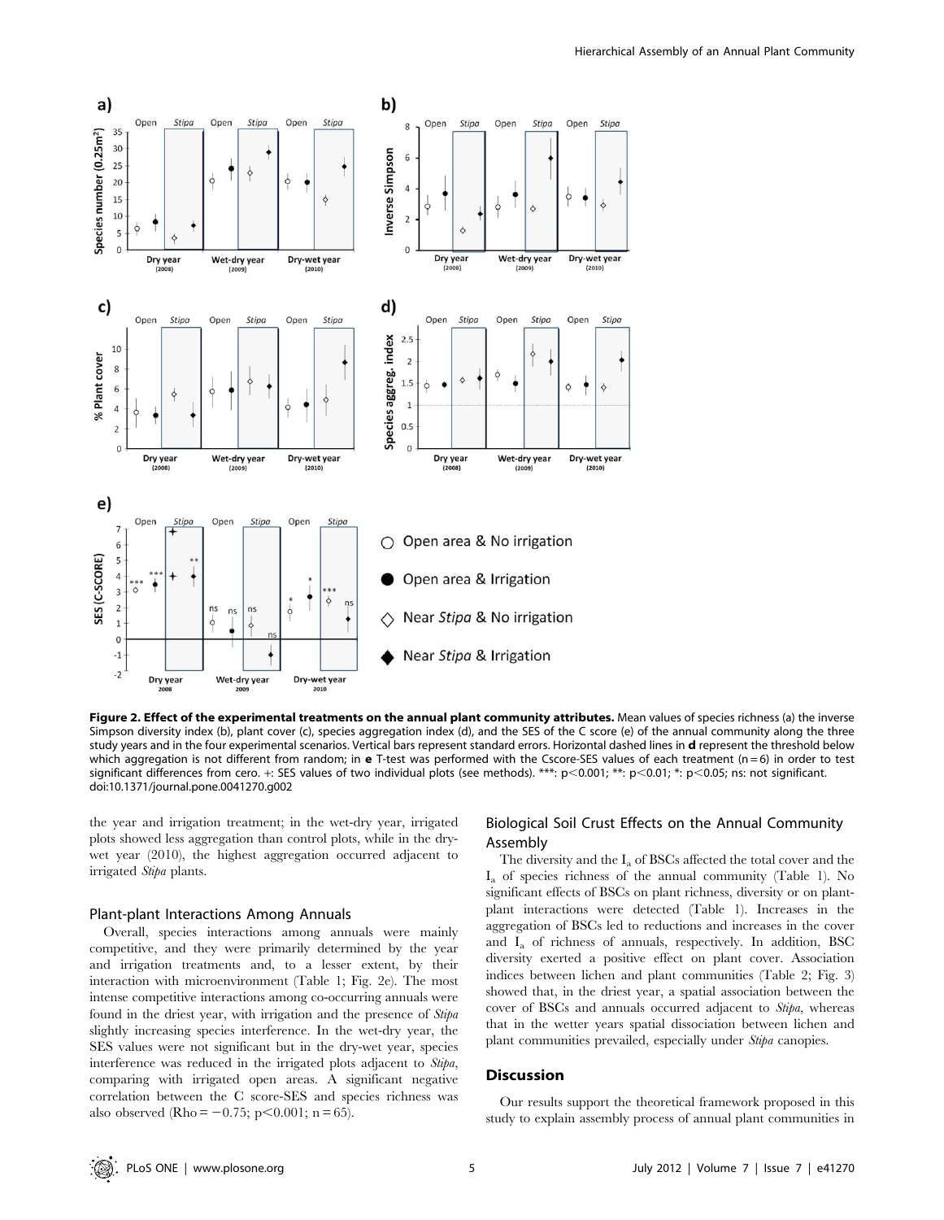**Figure 2. Effect of the experimental treatments on the annual plant community attributes.** Mean values of species richness (a) the inverse Simpson diversity index (b), plant cover (c), species aggregation index (d), and the SES of the C score (e) of the annual community along the three study years and in the four experimental scenarios. Vertical bars represent standard errors. Horizontal dashed lines in **d** represent the threshold below which aggregation is not different from random; in **e** T-test was performed with the Cscore-SES values of each treatment (n = 6) in order to test significant differences from cero. +: SES values of two individual plots (see methods). ***: p<0.001; **: p<0.01; *: p<0.05; ns: not significant.
doi:10.1371/journal.pone.0041270.g002

the year and irrigation treatment; in the wet-dry year, irrigated plots showed less aggregation than control plots, while in the dry-wet year (2010), the highest aggregation occurred adjacent to irrigated *Stipa* plants.

### Plant-plant Interactions Among Annuals

Overall, species interactions among annuals were mainly competitive, and they were primarily determined by the year and irrigation treatments and, to a lesser extent, by their interaction with microenvironment (Table 1; Fig. 2e). The most intense competitive interactions among co-occurring annuals were found in the driest year, with irrigation and the presence of *Stipa* slightly increasing species interference. In the wet-dry year, the SES values were not significant but in the dry-wet year, species interference was reduced in the irrigated plots adjacent to *Stipa*, comparing with irrigated open areas. A significant negative correlation between the C score-SES and species richness was also observed (Rho = −0.75; p<0.001; n = 65).

### Biological Soil Crust Effects on the Annual Community Assembly

The diversity and the $I_a$ of BSCs affected the total cover and the $I_a$ of species richness of the annual community (Table 1). No significant effects of BSCs on plant richness, diversity or on plant-plant interactions were detected (Table 1). Increases in the aggregation of BSCs led to reductions and increases in the cover and $I_a$ of richness of annuals, respectively. In addition, BSC diversity exerted a positive effect on plant cover. Association indices between lichen and plant communities (Table 2; Fig. 3) showed that, in the driest year, a spatial association between the cover of BSCs and annuals occurred adjacent to *Stipa*, whereas that in the wetter years spatial dissociation between lichen and plant communities prevailed, especially under *Stipa* canopies.

## Discussion

Our results support the theoretical framework proposed in this study to explain assembly process of annual plant communities in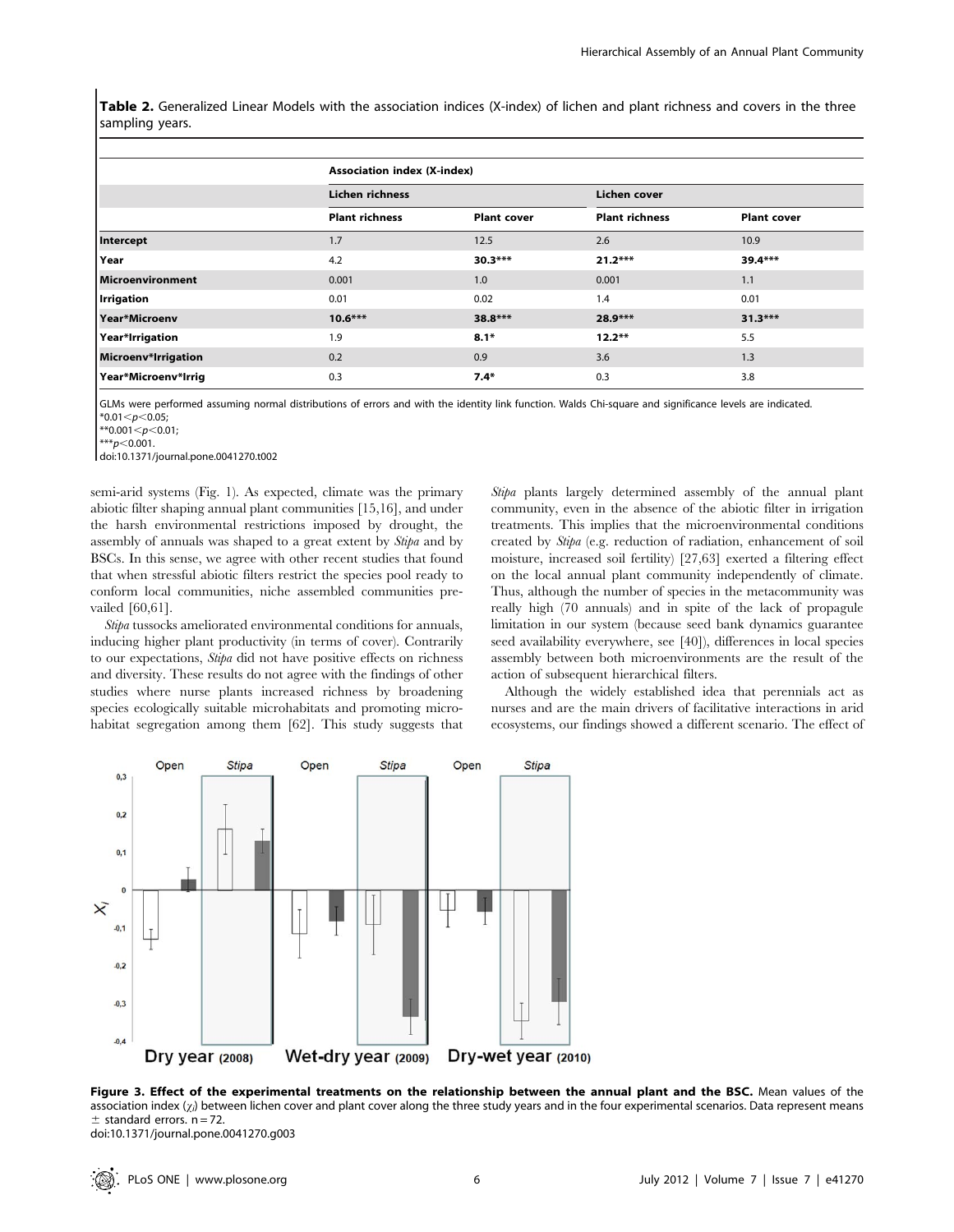**Table 2.** Generalized Linear Models with the association indices (X-index) of lichen and plant richness and covers in the three sampling years.

| | Association index (X-index) | | | |
|---|---|---|---|---|
| | Lichen richness | | Lichen cover | |
| | Plant richness | Plant cover | Plant richness | Plant cover |
| **Intercept** | 1.7 | 12.5 | 2.6 | 10.9 |
| **Year** | 4.2 | **30.3*** ** | **21.2*** ** | **39.4*** ** |
| **Microenvironment** | 0.001 | 1.0 | 0.001 | 1.1 |
| **Irrigation** | 0.01 | 0.02 | 1.4 | 0.01 |
| **Year*Microenv** | **10.6*** ** | **38.8*** ** | **28.9*** ** | **31.3*** ** |
| **Year*Irrigation** | 1.9 | **8.1*** | **12.2**** | 5.5 |
| **Microenv*Irrigation** | 0.2 | 0.9 | 3.6 | 1.3 |
| **Year*Microenv*Irrig** | 0.3 | **7.4*** | 0.3 | 3.8 |

GLMs were performed assuming normal distributions of errors and with the identity link function. Walds Chi-square and significance levels are indicated.
*$0.01 < p < 0.05$;
**$0.001 < p < 0.01$;
***$p < 0.001$.
doi:10.1371/journal.pone.0041270.t002

semi-arid systems (Fig. 1). As expected, climate was the primary abiotic filter shaping annual plant communities [15,16], and under the harsh environmental restrictions imposed by drought, the assembly of annuals was shaped to a great extent by *Stipa* and by BSCs. In this sense, we agree with other recent studies that found that when stressful abiotic filters restrict the species pool ready to conform local communities, niche assembled communities prevailed [60,61].

*Stipa* tussocks ameliorated environmental conditions for annuals, inducing higher plant productivity (in terms of cover). Contrarily to our expectations, *Stipa* did not have positive effects on richness and diversity. These results do not agree with the findings of other studies where nurse plants increased richness by broadening species ecologically suitable microhabitats and promoting microhabitat segregation among them [62]. This study suggests that *Stipa* plants largely determined assembly of the annual plant community, even in the absence of the abiotic filter in irrigation treatments. This implies that the microenvironmental conditions created by *Stipa* (e.g. reduction of radiation, enhancement of soil moisture, increased soil fertility) [27,63] exerted a filtering effect on the local annual plant community independently of climate. Thus, although the number of species in the metacommunity was really high (70 annuals) and in spite of the lack of propagule limitation in our system (because seed bank dynamics guarantee seed availability everywhere, see [40]), differences in local species assembly between both microenvironments are the result of the action of subsequent hierarchical filters.

Although the widely established idea that perennials act as nurses and are the main drivers of facilitative interactions in arid ecosystems, our findings showed a different scenario. The effect of

**Figure 3. Effect of the experimental treatments on the relationship between the annual plant and the BSC.** Mean values of the association index ($\chi_i$) between lichen cover and plant cover along the three study years and in the four experimental scenarios. Data represent means ± standard errors. n = 72.
doi:10.1371/journal.pone.0041270.g003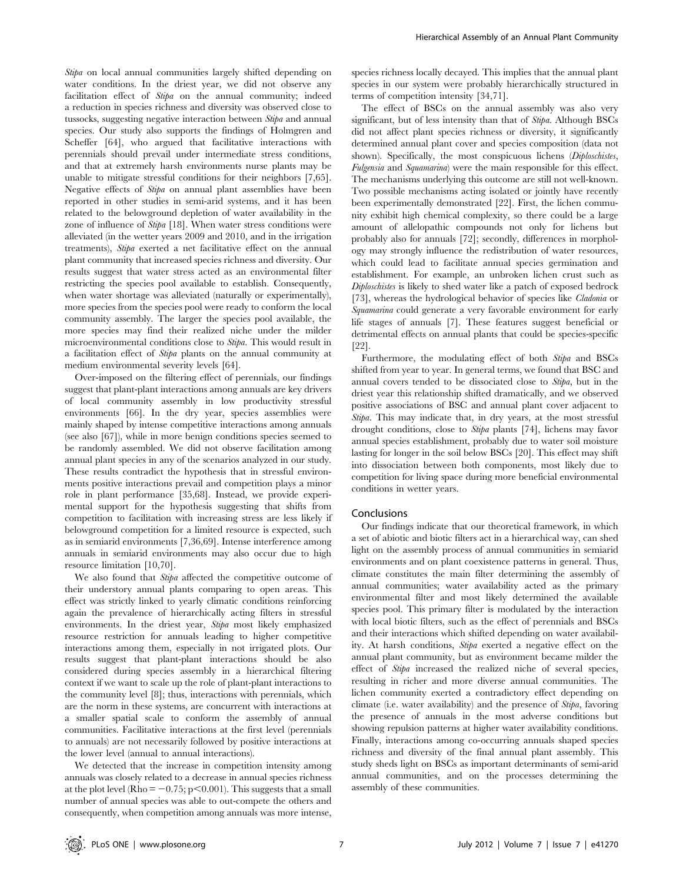*Stipa* on local annual communities largely shifted depending on water conditions. In the driest year, we did not observe any facilitation effect of *Stipa* on the annual community; indeed a reduction in species richness and diversity was observed close to tussocks, suggesting negative interaction between *Stipa* and annual species. Our study also supports the findings of Holmgren and Scheffer [64], who argued that facilitative interactions with perennials should prevail under intermediate stress conditions, and that at extremely harsh environments nurse plants may be unable to mitigate stressful conditions for their neighbors [7,65]. Negative effects of *Stipa* on annual plant assemblies have been reported in other studies in semi-arid systems, and it has been related to the belowground depletion of water availability in the zone of influence of *Stipa* [18]. When water stress conditions were alleviated (in the wetter years 2009 and 2010, and in the irrigation treatments), *Stipa* exerted a net facilitative effect on the annual plant community that increased species richness and diversity. Our results suggest that water stress acted as an environmental filter restricting the species pool available to establish. Consequently, when water shortage was alleviated (naturally or experimentally), more species from the species pool were ready to conform the local community assembly. The larger the species pool available, the more species may find their realized niche under the milder microenvironmental conditions close to *Stipa*. This would result in a facilitation effect of *Stipa* plants on the annual community at medium environmental severity levels [64].

Over-imposed on the filtering effect of perennials, our findings suggest that plant-plant interactions among annuals are key drivers of local community assembly in low productivity stressful environments [66]. In the dry year, species assemblies were mainly shaped by intense competitive interactions among annuals (see also [67]), while in more benign conditions species seemed to be randomly assembled. We did not observe facilitation among annual plant species in any of the scenarios analyzed in our study. These results contradict the hypothesis that in stressful environments positive interactions prevail and competition plays a minor role in plant performance [35,68]. Instead, we provide experimental support for the hypothesis suggesting that shifts from competition to facilitation with increasing stress are less likely if belowground competition for a limited resource is expected, such as in semiarid environments [7,36,69]. Intense interference among annuals in semiarid environments may also occur due to high resource limitation [10,70].

We also found that *Stipa* affected the competitive outcome of their understory annual plants comparing to open areas. This effect was strictly linked to yearly climatic conditions reinforcing again the prevalence of hierarchically acting filters in stressful environments. In the driest year, *Stipa* most likely emphasized resource restriction for annuals leading to higher competitive interactions among them, especially in not irrigated plots. Our results suggest that plant-plant interactions should be also considered during species assembly in a hierarchical filtering context if we want to scale up the role of plant-plant interactions to the community level [8]; thus, interactions with perennials, which are the norm in these systems, are concurrent with interactions at a smaller spatial scale to conform the assembly of annual communities. Facilitative interactions at the first level (perennials to annuals) are not necessarily followed by positive interactions at the lower level (annual to annual interactions).

We detected that the increase in competition intensity among annuals was closely related to a decrease in annual species richness at the plot level (Rho $= -0.75$; $p<0.001$). This suggests that a small number of annual species was able to out-compete the others and consequently, when competition among annuals was more intense, species richness locally decayed. This implies that the annual plant species in our system were probably hierarchically structured in terms of competition intensity [34,71].

The effect of BSCs on the annual assembly was also very significant, but of less intensity than that of *Stipa*. Although BSCs did not affect plant species richness or diversity, it significantly determined annual plant cover and species composition (data not shown). Specifically, the most conspicuous lichens (*Diploschistes*, *Fulgensia* and *Squamarina*) were the main responsible for this effect. The mechanisms underlying this outcome are still not well-known. Two possible mechanisms acting isolated or jointly have recently been experimentally demonstrated [22]. First, the lichen community exhibit high chemical complexity, so there could be a large amount of allelopathic compounds not only for lichens but probably also for annuals [72]; secondly, differences in morphology may strongly influence the redistribution of water resources, which could lead to facilitate annual species germination and establishment. For example, an unbroken lichen crust such as *Diploschistes* is likely to shed water like a patch of exposed bedrock [73], whereas the hydrological behavior of species like *Cladonia* or *Squamarina* could generate a very favorable environment for early life stages of annuals [7]. These features suggest beneficial or detrimental effects on annual plants that could be species-specific [22].

Furthermore, the modulating effect of both *Stipa* and BSCs shifted from year to year. In general terms, we found that BSC and annual covers tended to be dissociated close to *Stipa*, but in the driest year this relationship shifted dramatically, and we observed positive associations of BSC and annual plant cover adjacent to *Stipa*. This may indicate that, in dry years, at the most stressful drought conditions, close to *Stipa* plants [74], lichens may favor annual species establishment, probably due to water soil moisture lasting for longer in the soil below BSCs [20]. This effect may shift into dissociation between both components, most likely due to competition for living space during more beneficial environmental conditions in wetter years.

## Conclusions

Our findings indicate that our theoretical framework, in which a set of abiotic and biotic filters act in a hierarchical way, can shed light on the assembly process of annual communities in semiarid environments and on plant coexistence patterns in general. Thus, climate constitutes the main filter determining the assembly of annual communities; water availability acted as the primary environmental filter and most likely determined the available species pool. This primary filter is modulated by the interaction with local biotic filters, such as the effect of perennials and BSCs and their interactions which shifted depending on water availability. At harsh conditions, *Stipa* exerted a negative effect on the annual plant community, but as environment became milder the effect of *Stipa* increased the realized niche of several species, resulting in richer and more diverse annual communities. The lichen community exerted a contradictory effect depending on climate (i.e. water availability) and the presence of *Stipa*, favoring the presence of annuals in the most adverse conditions but showing repulsion patterns at higher water availability conditions. Finally, interactions among co-occurring annuals shaped species richness and diversity of the final annual plant assembly. This study sheds light on BSCs as important determinants of semi-arid annual communities, and on the processes determining the assembly of these communities.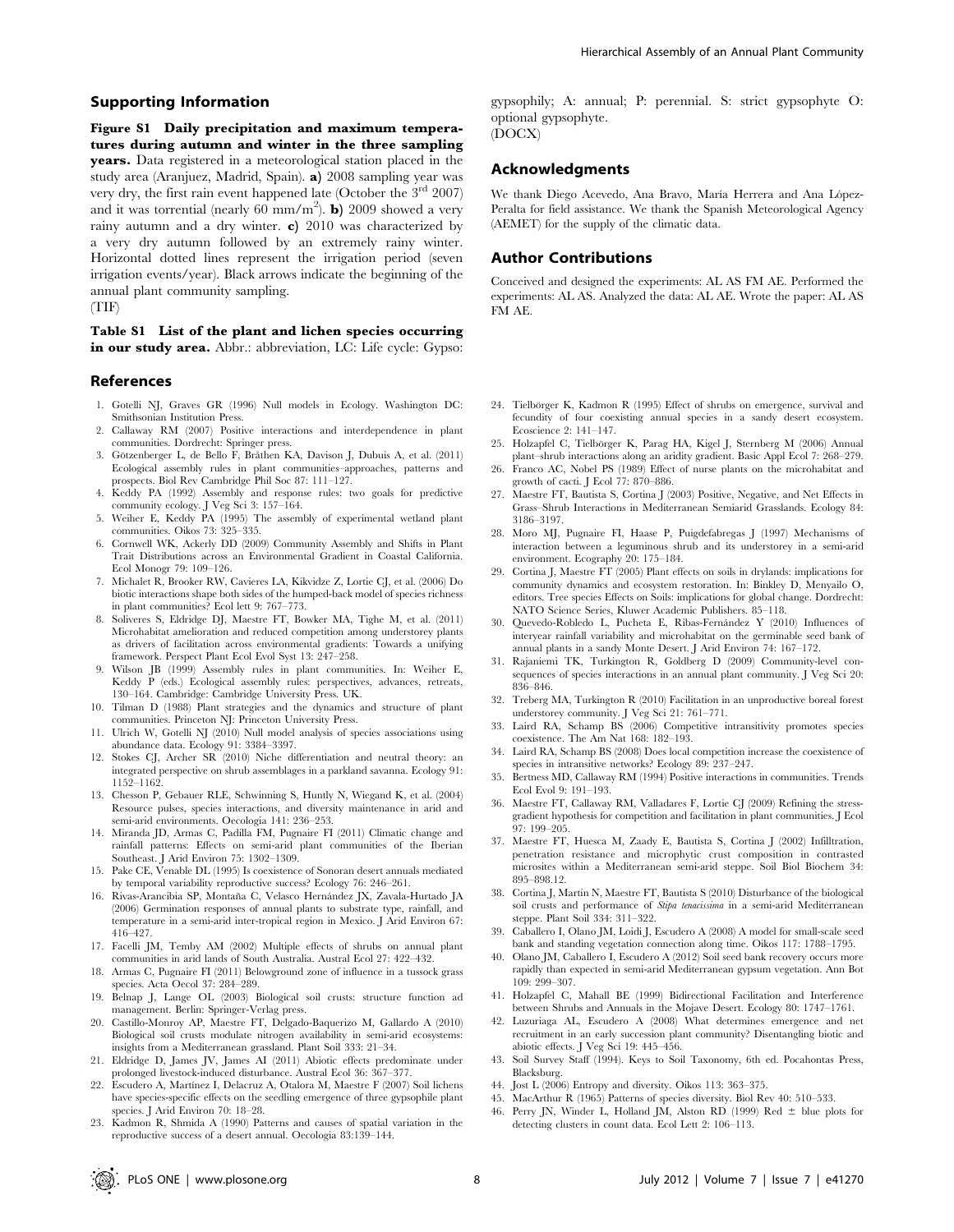## Supporting Information

**Figure S1 Daily precipitation and maximum temperatures during autumn and winter in the three sampling years.** Data registered in a meteorological station placed in the study area (Aranjuez, Madrid, Spain). **a)** 2008 sampling year was very dry, the first rain event happened late (October the 3rd 2007) and it was torrential (nearly 60 mm/m$^2$). **b)** 2009 showed a very rainy autumn and a dry winter. **c)** 2010 was characterized by a very dry autumn followed by an extremely rainy winter. Horizontal dotted lines represent the irrigation period (seven irrigation events/year). Black arrows indicate the beginning of the annual plant community sampling.
(TIF)

**Table S1 List of the plant and lichen species occurring in our study area.** Abbr.: abbreviation, LC: Life cycle: Gypso: gypsophily; A: annual; P: perennial. S: strict gypsophyte O: optional gypsophyte.
(DOCX)

## Acknowledgments

We thank Diego Acevedo, Ana Bravo, María Herrera and Ana López-Peralta for field assistance. We thank the Spanish Meteorological Agency (AEMET) for the supply of the climatic data.

## Author Contributions

Conceived and designed the experiments: AL AS FM AE. Performed the experiments: AL AS. Analyzed the data: AL AE. Wrote the paper: AL AS FM AE.

## References

1. Gotelli NJ, Graves GR (1996) Null models in Ecology. Washington DC: Smithsonian Institution Press.
2. Callaway RM (2007) Positive interactions and interdependence in plant communities. Dordrecht: Springer press.
3. Götzenberger L, de Bello F, Bråthen KA, Davison J, Dubuis A, et al. (2011) Ecological assembly rules in plant communities–approaches, patterns and prospects. Biol Rev Cambridge Phil Soc 87: 111–127.
4. Keddy PA (1992) Assembly and response rules: two goals for predictive community ecology. J Veg Sci 3: 157–164.
5. Weiher E, Keddy PA (1995) The assembly of experimental wetland plant communities. Oikos 73: 325–335.
6. Cornwell WK, Ackerly DD (2009) Community Assembly and Shifts in Plant Trait Distributions across an Environmental Gradient in Coastal California. Ecol Monogr 79: 109–126.
7. Michalet R, Brooker RW, Cavieres LA, Kikvidze Z, Lortie CJ, et al. (2006) Do biotic interactions shape both sides of the humped-back model of species richness in plant communities? Ecol lett 9: 767–773.
8. Soliveres S, Eldridge DJ, Maestre FT, Bowker MA, Tighe M, et al. (2011) Microhabitat amelioration and reduced competition among understorey plants as drivers of facilitation across environmental gradients: Towards a unifying framework. Perspect Plant Ecol Evol Syst 13: 247–258.
9. Wilson JB (1999) Assembly rules in plant communities. In: Weiher E, Keddy P (eds.) Ecological assembly rules: perspectives, advances, retreats, 130–164. Cambridge: Cambridge University Press. UK.
10. Tilman D (1988) Plant strategies and the dynamics and structure of plant communities. Princeton NJ: Princeton University Press.
11. Ulrich W, Gotelli NJ (2010) Null model analysis of species associations using abundance data. Ecology 91: 3384–3397.
12. Stokes CJ, Archer SR (2010) Niche differentiation and neutral theory: an integrated perspective on shrub assemblages in a parkland savanna. Ecology 91: 1152–1162.
13. Chesson P, Gebauer RLE, Schwinning S, Huntly N, Wiegand K, et al. (2004) Resource pulses, species interactions, and diversity maintenance in arid and semi-arid environments. Oecologia 141: 236–253.
14. Miranda JD, Armas C, Padilla FM, Pugnaire FI (2011) Climatic change and rainfall patterns: Effects on semi-arid plant communities of the Iberian Southeast. J Arid Environ 75: 1302–1309.
15. Pake CE, Venable DL (1995) Is coexistence of Sonoran desert annuals mediated by temporal variability reproductive success? Ecology 76: 246–261.
16. Rivas-Arancibia SP, Montaña C, Velasco Hernández JX, Zavala-Hurtado JA (2006) Germination responses of annual plants to substrate type, rainfall, and temperature in a semi-arid inter-tropical region in Mexico. J Arid Environ 67: 416–427.
17. Facelli JM, Temby AM (2002) Multiple effects of shrubs on annual plant communities in arid lands of South Australia. Austral Ecol 27: 422–432.
18. Armas C, Pugnaire FI (2011) Belowground zone of influence in a tussock grass species. Acta Oecol 37: 284–289.
19. Belnap J, Lange OL (2003) Biological soil crusts: structure function ad management. Berlin: Springer-Verlag press.
20. Castillo-Monroy AP, Maestre FT, Delgado-Baquerizo M, Gallardo A (2010) Biological soil crusts modulate nitrogen availability in semi-arid ecosystems: insights from a Mediterranean grassland. Plant Soil 333: 21–34.
21. Eldridge D, James JV, James AI (2011) Abiotic effects predominate under prolonged livestock-induced disturbance. Austral Ecol 36: 367–377.
22. Escudero A, Martínez I, Delacruz A, Otalora M, Maestre F (2007) Soil lichens have species-specific effects on the seedling emergence of three gypsophile plant species. J Arid Environ 70: 18–28.
23. Kadmon R, Shmida A (1990) Patterns and causes of spatial variation in the reproductive success of a desert annual. Oecologia 83:139–144.
24. Tielbörger K, Kadmon R (1995) Effect of shrubs on emergence, survival and fecundity of four coexisting annual species in a sandy desert ecosystem. Ecoscience 2: 141–147.
25. Holzapfel C, Tielbörger K, Parag HA, Kigel J, Sternberg M (2006) Annual plant–shrub interactions along an aridity gradient. Basic Appl Ecol 7: 268–279.
26. Franco AC, Nobel PS (1989) Effect of nurse plants on the microhabitat and growth of cacti. J Ecol 77: 870–886.
27. Maestre FT, Bautista S, Cortina J (2003) Positive, Negative, and Net Effects in Grass–Shrub Interactions in Mediterranean Semiarid Grasslands. Ecology 84: 3186–3197.
28. Moro MJ, Pugnaire FI, Haase P, Puigdefabregas J (1997) Mechanisms of interaction between a leguminous shrub and its understorey in a semi-arid environment. Ecography 20: 175–184.
29. Cortina J, Maestre FT (2005) Plant effects on soils in drylands: implications for community dynamics and ecosystem restoration. In: Binkley D, Menyailo O, editors. Tree species Effects on Soils: implications for global change. Dordrecht: NATO Science Series, Kluwer Academic Publishers. 85–118.
30. Quevedo-Robledo L, Pucheta E, Ribas-Fernández Y (2010) Influences of interyear rainfall variability and microhabitat on the germinable seed bank of annual plants in a sandy Monte Desert. J Arid Environ 74: 167–172.
31. Rajaniemi TK, Turkington R, Goldberg D (2009) Community-level consequences of species interactions in an annual plant community. J Veg Sci 20: 836–846.
32. Treberg MA, Turkington R (2010) Facilitation in an unproductive boreal forest understorey community. J Veg Sci 21: 761–771.
33. Laird RA, Schamp BS (2006) Competitive intransitivity promotes species coexistence. The Am Nat 168: 182–193.
34. Laird RA, Schamp BS (2008) Does local competition increase the coexistence of species in intransitive networks? Ecology 89: 237–247.
35. Bertness MD, Callaway RM (1994) Positive interactions in communities. Trends Ecol Evol 9: 191–193.
36. Maestre FT, Callaway RM, Valladares F, Lortie CJ (2009) Refining the stress-gradient hypothesis for competition and facilitation in plant communities. J Ecol 97: 199–205.
37. Maestre FT, Huesca M, Zaady E, Bautista S, Cortina J (2002) Infilltration, penetration resistance and microphytic crust composition in contrasted microsites within a Mediterranean semi-arid steppe. Soil Biol Biochem 34: 895–898.12.
38. Cortina J, Martín N, Maestre FT, Bautista S (2010) Disturbance of the biological soil crusts and performance of *Stipa tenacissima* in a semi-arid Mediterranean steppe. Plant Soil 334: 311–322.
39. Caballero I, Olano JM, Loidi J, Escudero A (2008) A model for small-scale seed bank and standing vegetation connection along time. Oikos 117: 1788–1795.
40. Olano JM, Caballero I, Escudero A (2012) Soil seed bank recovery occurs more rapidly than expected in semi-arid Mediterranean gypsum vegetation. Ann Bot 109: 299–307.
41. Holzapfel C, Mahall BE (1999) Bidirectional Facilitation and Interference between Shrubs and Annuals in the Mojave Desert. Ecology 80: 1747–1761.
42. Luzuriaga AL, Escudero A (2008) What determines emergence and net recruitment in an early succession plant community? Disentangling biotic and abiotic effects. J Veg Sci 19: 445–456.
43. Soil Survey Staff (1994). Keys to Soil Taxonomy, 6th ed. Pocahontas Press, Blacksburg.
44. Jost L (2006) Entropy and diversity. Oikos 113: 363–375.
45. MacArthur R (1965) Patterns of species diversity. Biol Rev 40: 510–533.
46. Perry JN, Winder L, Holland JM, Alston RD (1999) Red ± blue plots for detecting clusters in count data. Ecol Lett 2: 106–113.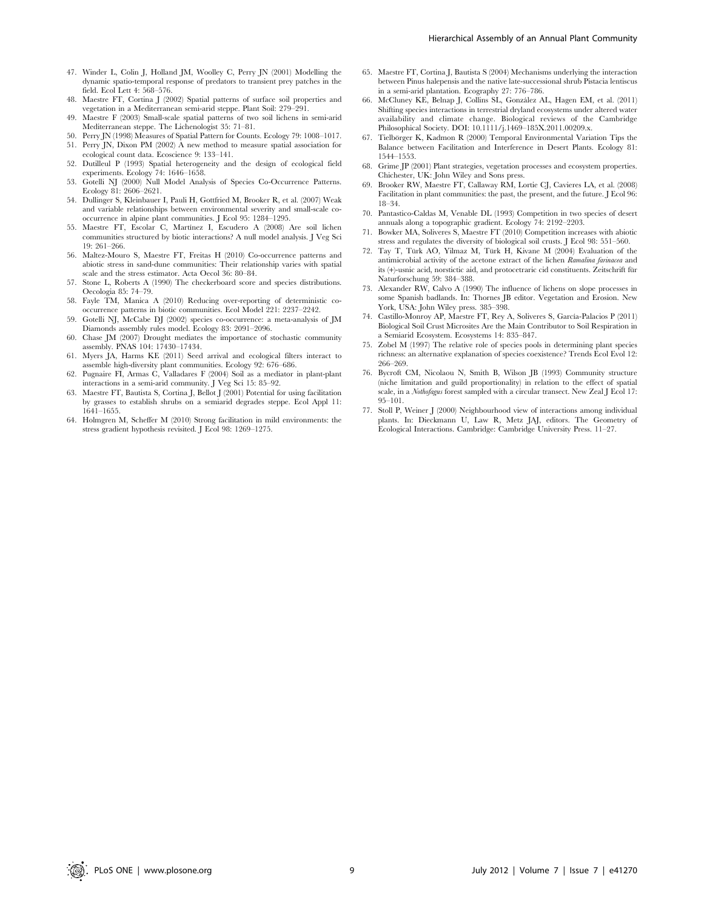47. Winder L, Colin J, Holland JM, Woolley C, Perry JN (2001) Modelling the dynamic spatio-temporal response of predators to transient prey patches in the field. Ecol Lett 4: 568–576.
48. Maestre FT, Cortina J (2002) Spatial patterns of surface soil properties and vegetation in a Mediterranean semi-arid steppe. Plant Soil: 279–291.
49. Maestre F (2003) Small-scale spatial patterns of two soil lichens in semi-arid Mediterranean steppe. The Lichenologist 35: 71–81.
50. Perry JN (1998) Measures of Spatial Pattern for Counts. Ecology 79: 1008–1017.
51. Perry JN, Dixon PM (2002) A new method to measure spatial association for ecological count data. Ecoscience 9: 133–141.
52. Dutilleul P (1993) Spatial heterogeneity and the design of ecological field experiments. Ecology 74: 1646–1658.
53. Gotelli NJ (2000) Null Model Analysis of Species Co-Occurrence Patterns. Ecology 81: 2606–2621.
54. Dullinger S, Kleinbauer I, Pauli H, Gottfried M, Brooker R, et al. (2007) Weak and variable relationships between environmental severity and small-scale co-occurrence in alpine plant communities. J Ecol 95: 1284–1295.
55. Maestre FT, Escolar C, Martínez I, Escudero A (2008) Are soil lichen communities structured by biotic interactions? A null model analysis. J Veg Sci 19: 261–266.
56. Maltez-Mouro S, Maestre FT, Freitas H (2010) Co-occurrence patterns and abiotic stress in sand-dune communities: Their relationship varies with spatial scale and the stress estimator. Acta Oecol 36: 80–84.
57. Stone L, Roberts A (1990) The checkerboard score and species distributions. Oecologia 85: 74–79.
58. Fayle TM, Manica A (2010) Reducing over-reporting of deterministic co-occurrence patterns in biotic communities. Ecol Model 221: 2237–2242.
59. Gotelli NJ, McCabe DJ (2002) species co-occurrence: a meta-analysis of JM Diamonds assembly rules model. Ecology 83: 2091–2096.
60. Chase JM (2007) Drought mediates the importance of stochastic community assembly. PNAS 104: 17430–17434.
61. Myers JA, Harms KE (2011) Seed arrival and ecological filters interact to assemble high-diversity plant communities. Ecology 92: 676–686.
62. Pugnaire FI, Armas C, Valladares F (2004) Soil as a mediator in plant-plant interactions in a semi-arid community. J Veg Sci 15: 85–92.
63. Maestre FT, Bautista S, Cortina J, Bellot J (2001) Potential for using facilitation by grasses to establish shrubs on a semiarid degrades steppe. Ecol Appl 11: 1641–1655.
64. Holmgren M, Scheffer M (2010) Strong facilitation in mild environments: the stress gradient hypothesis revisited. J Ecol 98: 1269–1275.
65. Maestre FT, Cortina J, Bautista S (2004) Mechanisms underlying the interaction between Pinus halepensis and the native late-successional shrub Pistacia lentiscus in a semi-arid plantation. Ecography 27: 776–786.
66. McCluney KE, Belnap J, Collins SL, González AL, Hagen EM, et al. (2011) Shifting species interactions in terrestrial dryland ecosystems under altered water availability and climate change. Biological reviews of the Cambridge Philosophical Society. DOI: 10.1111/j.1469–185X.2011.00209.x.
67. Tielbörger K, Kadmon R (2000) Temporal Environmental Variation Tips the Balance between Facilitation and Interference in Desert Plants. Ecology 81: 1544–1553.
68. Grime JP (2001) Plant strategies, vegetation processes and ecosystem properties. Chichester, UK: John Wiley and Sons press.
69. Brooker RW, Maestre FT, Callaway RM, Lortie CJ, Cavieres LA, et al. (2008) Facilitation in plant communities: the past, the present, and the future. J Ecol 96: 18–34.
70. Pantastico-Caldas M, Venable DL (1993) Competition in two species of desert annuals along a topographic gradient. Ecology 74: 2192–2203.
71. Bowker MA, Soliveres S, Maestre FT (2010) Competition increases with abiotic stress and regulates the diversity of biological soil crusts. J Ecol 98: 551–560.
72. Tay T, Türk AÖ, Yilmaz M, Türk H, Kivane M (2004) Evaluation of the antimicrobial activity of the acetone extract of the lichen *Ramalina farinacea* and its (+)-usnic acid, norstictic aid, and protocetraric cid constituents. Zeitschrift für Naturforschung 59: 384–388.
73. Alexander RW, Calvo A (1990) The influence of lichens on slope processes in some Spanish badlands. In: Thornes JB editor. Vegetation and Erosion. New York, USA: John Wiley press. 385–398.
74. Castillo-Monroy AP, Maestre FT, Rey A, Soliveres S, García-Palacios P (2011) Biological Soil Crust Microsites Are the Main Contributor to Soil Respiration in a Semiarid Ecosystem. Ecosystems 14: 835–847.
75. Zobel M (1997) The relative role of species pools in determining plant species richness: an alternative explanation of species coexistence? Trends Ecol Evol 12: 266–269.
76. Bycroft CM, Nicolaou N, Smith B, Wilson JB (1993) Community structure (niche limitation and guild proportionality) in relation to the effect of spatial scale, in a *Nothofagus* forest sampled with a circular transect. New Zeal J Ecol 17: 95–101.
77. Stoll P, Weiner J (2000) Neighbourhood view of interactions among individual plants. In: Dieckmann U, Law R, Metz JAJ, editors. The Geometry of Ecological Interactions. Cambridge: Cambridge University Press. 11–27.